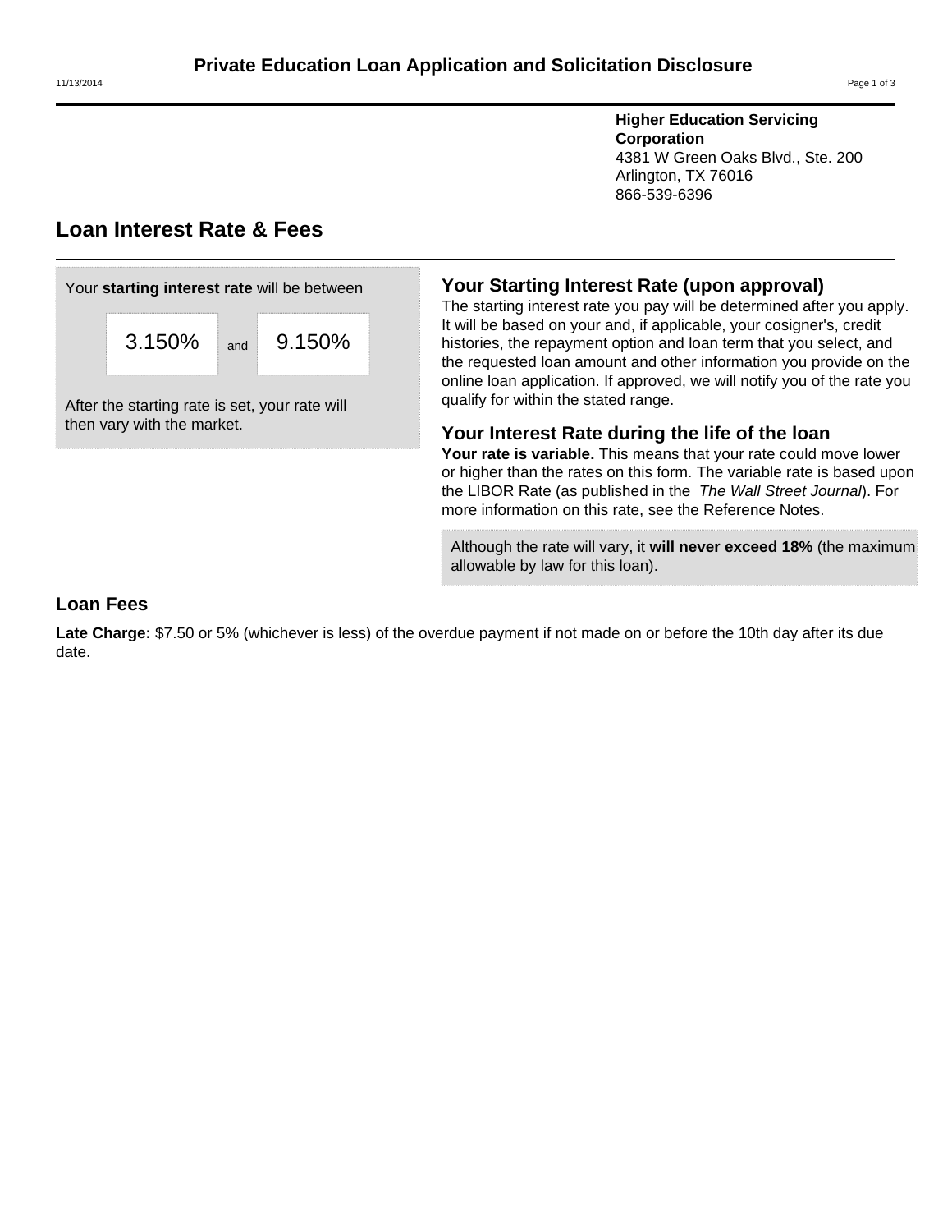# Private Education Loan Application and Solicitation Disclosure

11/13/2014

**Higher Education Servicing Corporation**
4381 W Green Oaks Blvd., Ste. 200
Arlington, TX 76016
866-539-6396

## Loan Interest Rate & Fees

Your **starting interest rate** will be between

3.150% and 9.150%

After the starting rate is set, your rate will then vary with the market.

### Your Starting Interest Rate (upon approval)

The starting interest rate you pay will be determined after you apply. It will be based on your and, if applicable, your cosigner's, credit histories, the repayment option and loan term that you select, and the requested loan amount and other information you provide on the online loan application. If approved, we will notify you of the rate you qualify for within the stated range.

### Your Interest Rate during the life of the loan

**Your rate is variable.** This means that your rate could move lower or higher than the rates on this form. The variable rate is based upon the LIBOR Rate (as published in the *The Wall Street Journal*). For more information on this rate, see the Reference Notes.

Although the rate will vary, it **will never exceed 18%** (the maximum allowable by law for this loan).

### Loan Fees

**Late Charge:** $7.50 or 5% (whichever is less) of the overdue payment if not made on or before the 10th day after its due date.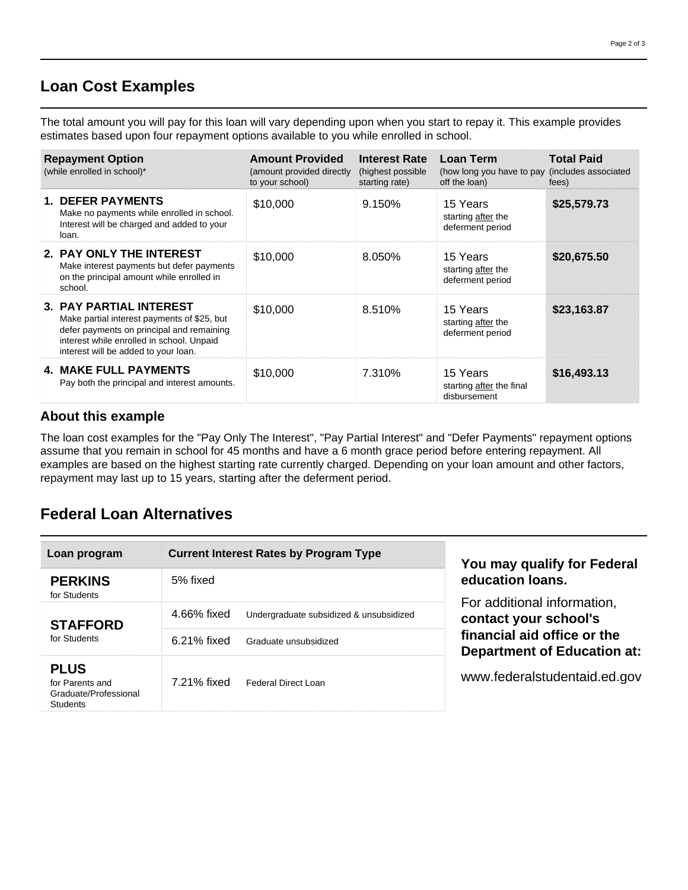## Loan Cost Examples

The total amount you will pay for this loan will vary depending upon when you start to repay it. This example provides estimates based upon four repayment options available to you while enrolled in school.

| **Repayment Option** (while enrolled in school)* | **Amount Provided** (amount provided directly to your school) | **Interest Rate** (highest possible starting rate) | **Loan Term** (how long you have to pay off the loan) | **Total Paid** (includes associated fees) |
|---|---|---|---|---|
| **1. DEFER PAYMENTS** Make no payments while enrolled in school. Interest will be charged and added to your loan. | $10,000 | 9.150% | 15 Years starting after the deferment period | **$25,579.73** |
| **2. PAY ONLY THE INTEREST** Make interest payments but defer payments on the principal amount while enrolled in school. | $10,000 | 8.050% | 15 Years starting after the deferment period | **$20,675.50** |
| **3. PAY PARTIAL INTEREST** Make partial interest payments of $25, but defer payments on principal and remaining interest while enrolled in school. Unpaid interest will be added to your loan. | $10,000 | 8.510% | 15 Years starting after the deferment period | **$23,163.87** |
| **4. MAKE FULL PAYMENTS** Pay both the principal and interest amounts. | $10,000 | 7.310% | 15 Years starting after the final disbursement | **$16,493.13** |

### About this example

The loan cost examples for the "Pay Only The Interest", "Pay Partial Interest" and "Defer Payments" repayment options assume that you remain in school for 45 months and have a 6 month grace period before entering repayment. All examples are based on the highest starting rate currently charged. Depending on your loan amount and other factors, repayment may last up to 15 years, starting after the deferment period.

## Federal Loan Alternatives

| Loan program | Current Interest Rates by Program Type | |
|---|---|---|
| **PERKINS** for Students | 5% fixed | |
| **STAFFORD** for Students | 4.66% fixed | Undergraduate subsidized & unsubsidized |
| | 6.21% fixed | Graduate unsubsidized |
| **PLUS** for Parents and Graduate/Professional Students | 7.21% fixed | Federal Direct Loan |

**You may qualify for Federal education loans.**

For additional information, **contact your school's financial aid office or the Department of Education at:**

www.federalstudentaid.ed.gov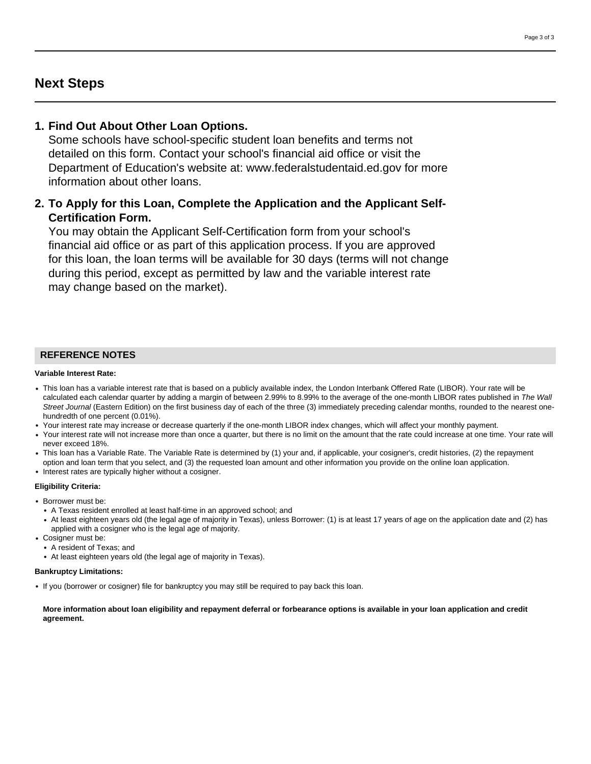## Next Steps

1. **Find Out About Other Loan Options.**
   Some schools have school-specific student loan benefits and terms not detailed on this form. Contact your school's financial aid office or visit the Department of Education's website at: www.federalstudentaid.ed.gov for more information about other loans.

2. **To Apply for this Loan, Complete the Application and the Applicant Self-Certification Form.**
   You may obtain the Applicant Self-Certification form from your school's financial aid office or as part of this application process. If you are approved for this loan, the loan terms will be available for 30 days (terms will not change during this period, except as permitted by law and the variable interest rate may change based on the market).

### REFERENCE NOTES

**Variable Interest Rate:**

- This loan has a variable interest rate that is based on a publicly available index, the London Interbank Offered Rate (LIBOR). Your rate will be calculated each calendar quarter by adding a margin of between 2.99% to 8.99% to the average of the one-month LIBOR rates published in *The Wall Street Journal* (Eastern Edition) on the first business day of each of the three (3) immediately preceding calendar months, rounded to the nearest one-hundredth of one percent (0.01%).
- Your interest rate may increase or decrease quarterly if the one-month LIBOR index changes, which will affect your monthly payment.
- Your interest rate will not increase more than once a quarter, but there is no limit on the amount that the rate could increase at one time. Your rate will never exceed 18%.
- This loan has a Variable Rate. The Variable Rate is determined by (1) your and, if applicable, your cosigner's, credit histories, (2) the repayment option and loan term that you select, and (3) the requested loan amount and other information you provide on the online loan application.
- Interest rates are typically higher without a cosigner.

**Eligibility Criteria:**

- Borrower must be:
  - A Texas resident enrolled at least half-time in an approved school; and
  - At least eighteen years old (the legal age of majority in Texas), unless Borrower: (1) is at least 17 years of age on the application date and (2) has applied with a cosigner who is the legal age of majority.
- Cosigner must be:
  - A resident of Texas; and
  - At least eighteen years old (the legal age of majority in Texas).

**Bankruptcy Limitations:**

- If you (borrower or cosigner) file for bankruptcy you may still be required to pay back this loan.

**More information about loan eligibility and repayment deferral or forbearance options is available in your loan application and credit agreement.**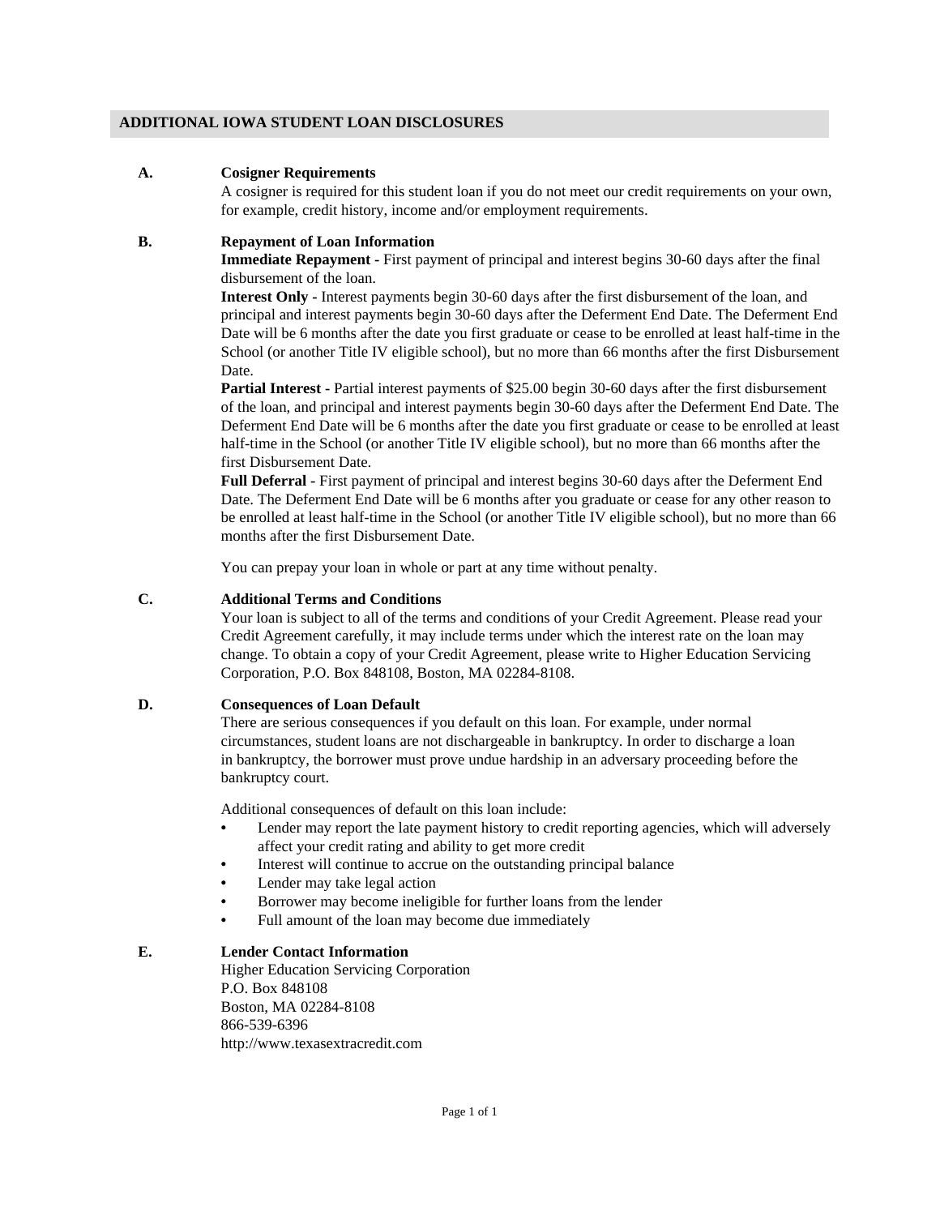## ADDITIONAL IOWA STUDENT LOAN DISCLOSURES

**A. Cosigner Requirements**

A cosigner is required for this student loan if you do not meet our credit requirements on your own, for example, credit history, income and/or employment requirements.

**B. Repayment of Loan Information**

**Immediate Repayment -** First payment of principal and interest begins 30-60 days after the final disbursement of the loan.

**Interest Only -** Interest payments begin 30-60 days after the first disbursement of the loan, and principal and interest payments begin 30-60 days after the Deferment End Date. The Deferment End Date will be 6 months after the date you first graduate or cease to be enrolled at least half-time in the School (or another Title IV eligible school), but no more than 66 months after the first Disbursement Date.

**Partial Interest -** Partial interest payments of $25.00 begin 30-60 days after the first disbursement of the loan, and principal and interest payments begin 30-60 days after the Deferment End Date. The Deferment End Date will be 6 months after the date you first graduate or cease to be enrolled at least half-time in the School (or another Title IV eligible school), but no more than 66 months after the first Disbursement Date.

**Full Deferral -** First payment of principal and interest begins 30-60 days after the Deferment End Date. The Deferment End Date will be 6 months after you graduate or cease for any other reason to be enrolled at least half-time in the School (or another Title IV eligible school), but no more than 66 months after the first Disbursement Date.

You can prepay your loan in whole or part at any time without penalty.

**C. Additional Terms and Conditions**

Your loan is subject to all of the terms and conditions of your Credit Agreement. Please read your Credit Agreement carefully, it may include terms under which the interest rate on the loan may change. To obtain a copy of your Credit Agreement, please write to Higher Education Servicing Corporation, P.O. Box 848108, Boston, MA 02284-8108.

**D. Consequences of Loan Default**

There are serious consequences if you default on this loan. For example, under normal circumstances, student loans are not dischargeable in bankruptcy. In order to discharge a loan in bankruptcy, the borrower must prove undue hardship in an adversary proceeding before the bankruptcy court.

Additional consequences of default on this loan include:

- Lender may report the late payment history to credit reporting agencies, which will adversely affect your credit rating and ability to get more credit
- Interest will continue to accrue on the outstanding principal balance
- Lender may take legal action
- Borrower may become ineligible for further loans from the lender
- Full amount of the loan may become due immediately

**E. Lender Contact Information**

Higher Education Servicing Corporation
P.O. Box 848108
Boston, MA 02284-8108
866-539-6396
http://www.texasextracredit.com